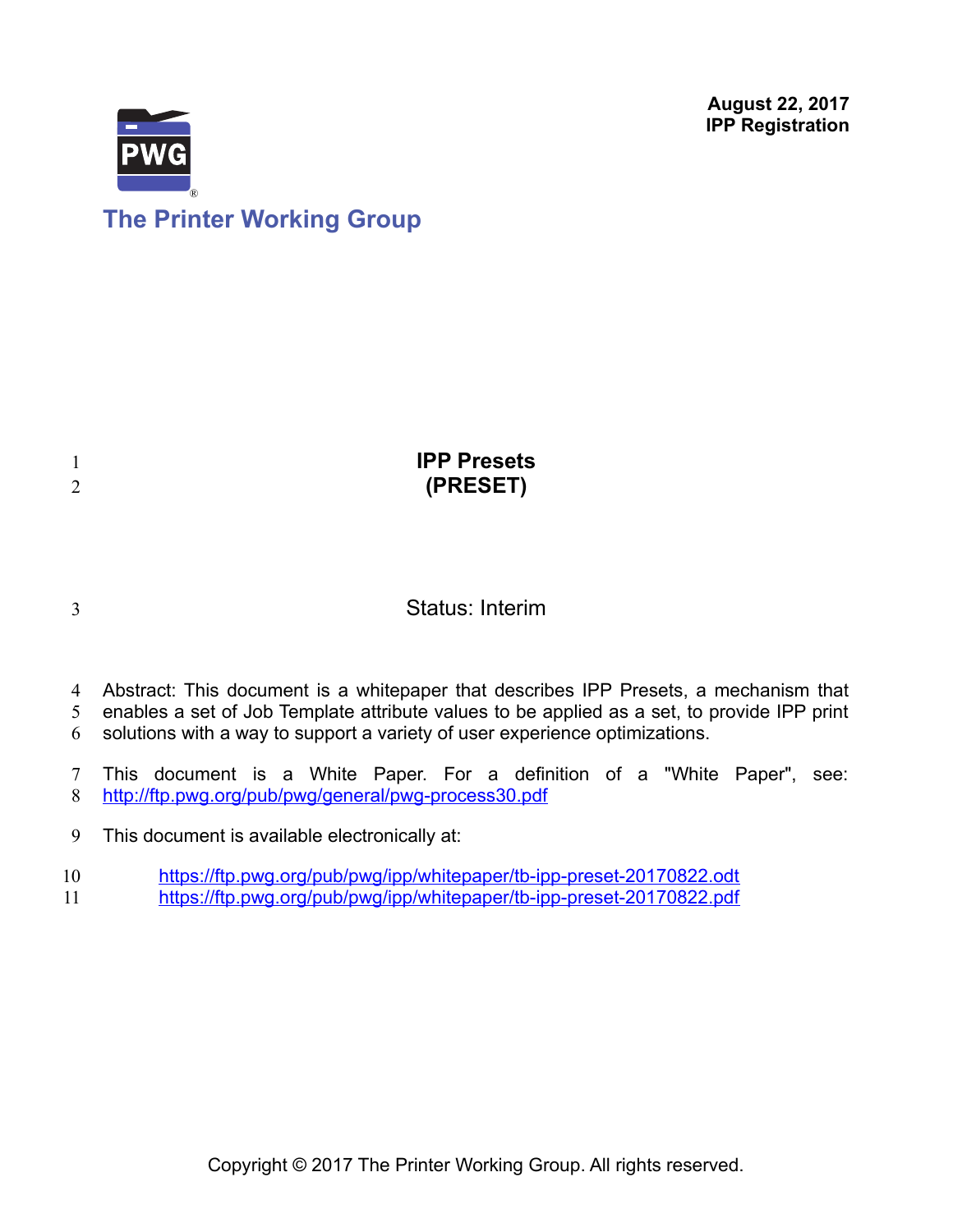August 22, 2017
IPP Registration

The Printer Working Group

# IPP Presets
# (PRESET)

Status: Interim

Abstract: This document is a whitepaper that describes IPP Presets, a mechanism that enables a set of Job Template attribute values to be applied as a set, to provide IPP print solutions with a way to support a variety of user experience optimizations.

This document is a White Paper. For a definition of a "White Paper", see: http://ftp.pwg.org/pub/pwg/general/pwg-process30.pdf

This document is available electronically at:

https://ftp.pwg.org/pub/pwg/ipp/whitepaper/tb-ipp-preset-20170822.odt
https://ftp.pwg.org/pub/pwg/ipp/whitepaper/tb-ipp-preset-20170822.pdf

Copyright © 2017 The Printer Working Group. All rights reserved.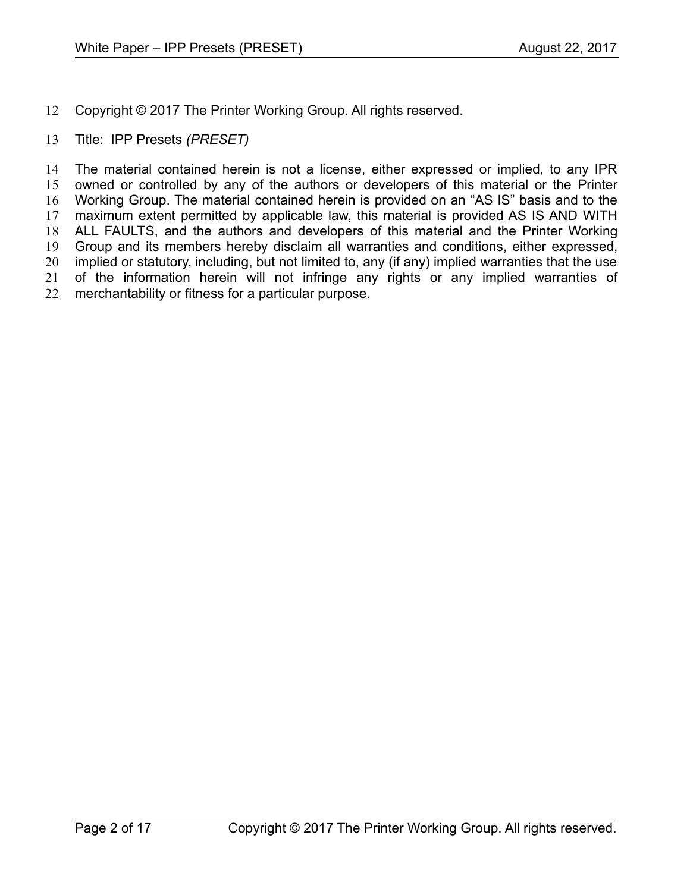Copyright © 2017 The Printer Working Group. All rights reserved.

Title: IPP Presets *(PRESET)*

The material contained herein is not a license, either expressed or implied, to any IPR owned or controlled by any of the authors or developers of this material or the Printer Working Group. The material contained herein is provided on an "AS IS" basis and to the maximum extent permitted by applicable law, this material is provided AS IS AND WITH ALL FAULTS, and the authors and developers of this material and the Printer Working Group and its members hereby disclaim all warranties and conditions, either expressed, implied or statutory, including, but not limited to, any (if any) implied warranties that the use of the information herein will not infringe any rights or any implied warranties of merchantability or fitness for a particular purpose.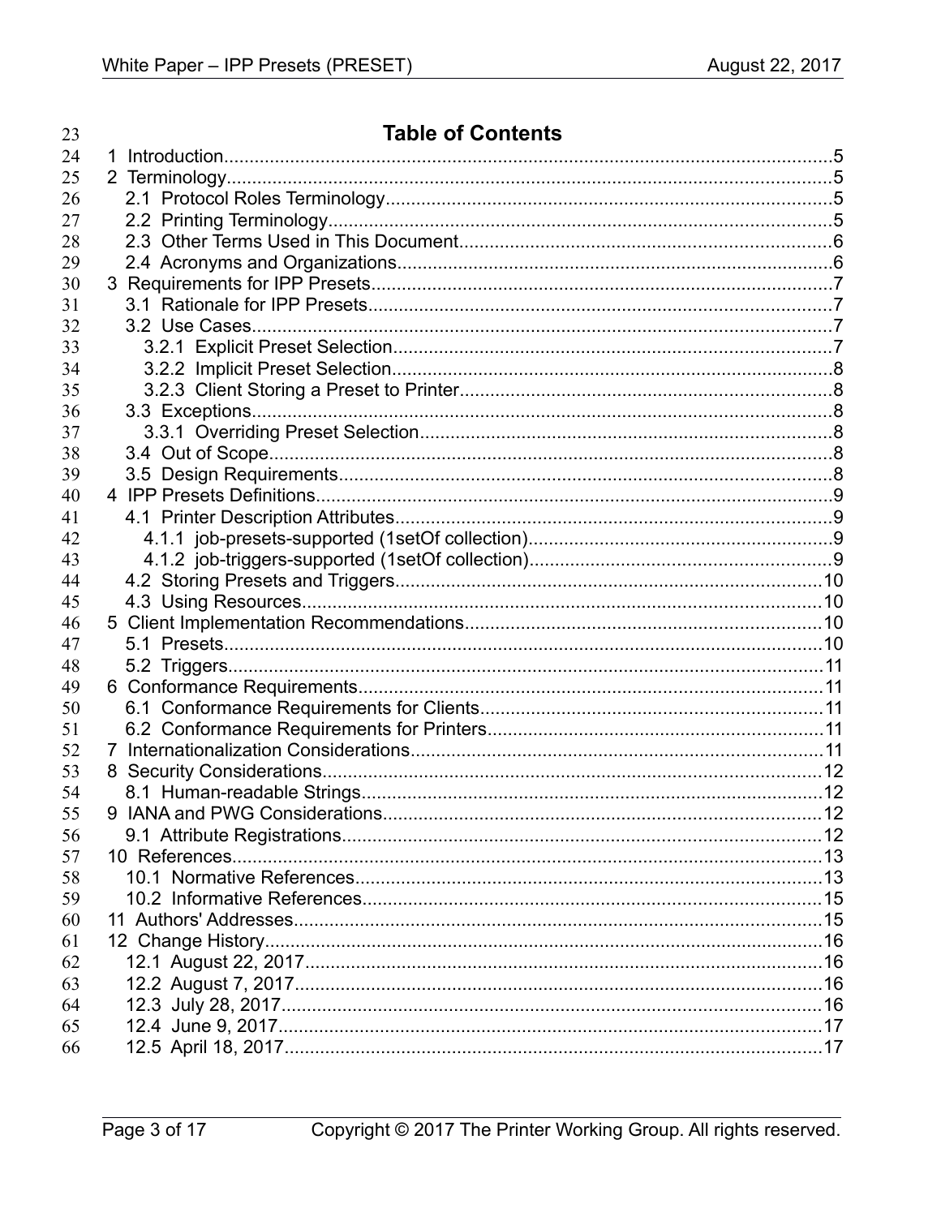# Table of Contents

- 1 Introduction......5
- 2 Terminology......5
  - 2.1 Protocol Roles Terminology......5
  - 2.2 Printing Terminology......5
  - 2.3 Other Terms Used in This Document......6
  - 2.4 Acronyms and Organizations......6
- 3 Requirements for IPP Presets......7
  - 3.1 Rationale for IPP Presets......7
  - 3.2 Use Cases......7
    - 3.2.1 Explicit Preset Selection......7
    - 3.2.2 Implicit Preset Selection......8
    - 3.2.3 Client Storing a Preset to Printer......8
  - 3.3 Exceptions......8
    - 3.3.1 Overriding Preset Selection......8
  - 3.4 Out of Scope......8
  - 3.5 Design Requirements......8
- 4 IPP Presets Definitions......9
  - 4.1 Printer Description Attributes......9
    - 4.1.1 job-presets-supported (1setOf collection)......9
    - 4.1.2 job-triggers-supported (1setOf collection)......9
  - 4.2 Storing Presets and Triggers......10
  - 4.3 Using Resources......10
- 5 Client Implementation Recommendations......10
  - 5.1 Presets......10
  - 5.2 Triggers......11
- 6 Conformance Requirements......11
  - 6.1 Conformance Requirements for Clients......11
  - 6.2 Conformance Requirements for Printers......11
- 7 Internationalization Considerations......11
- 8 Security Considerations......12
  - 8.1 Human-readable Strings......12
- 9 IANA and PWG Considerations......12
  - 9.1 Attribute Registrations......12
- 10 References......13
  - 10.1 Normative References......13
  - 10.2 Informative References......15
- 11 Authors' Addresses......15
- 12 Change History......16
  - 12.1 August 22, 2017......16
  - 12.2 August 7, 2017......16
  - 12.3 July 28, 2017......16
  - 12.4 June 9, 2017......17
  - 12.5 April 18, 2017......17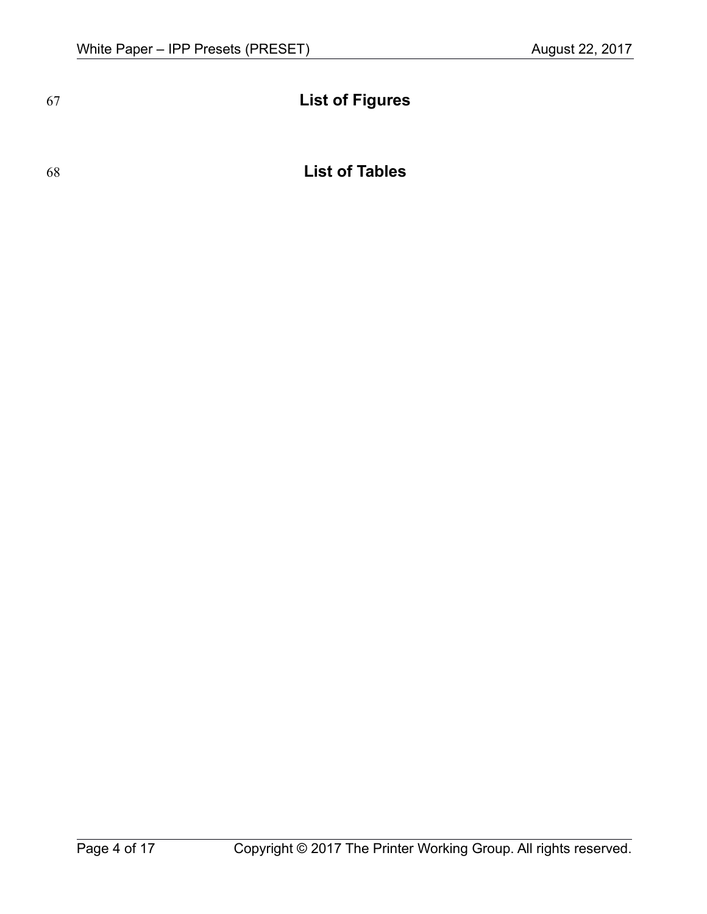# List of Figures

# List of Tables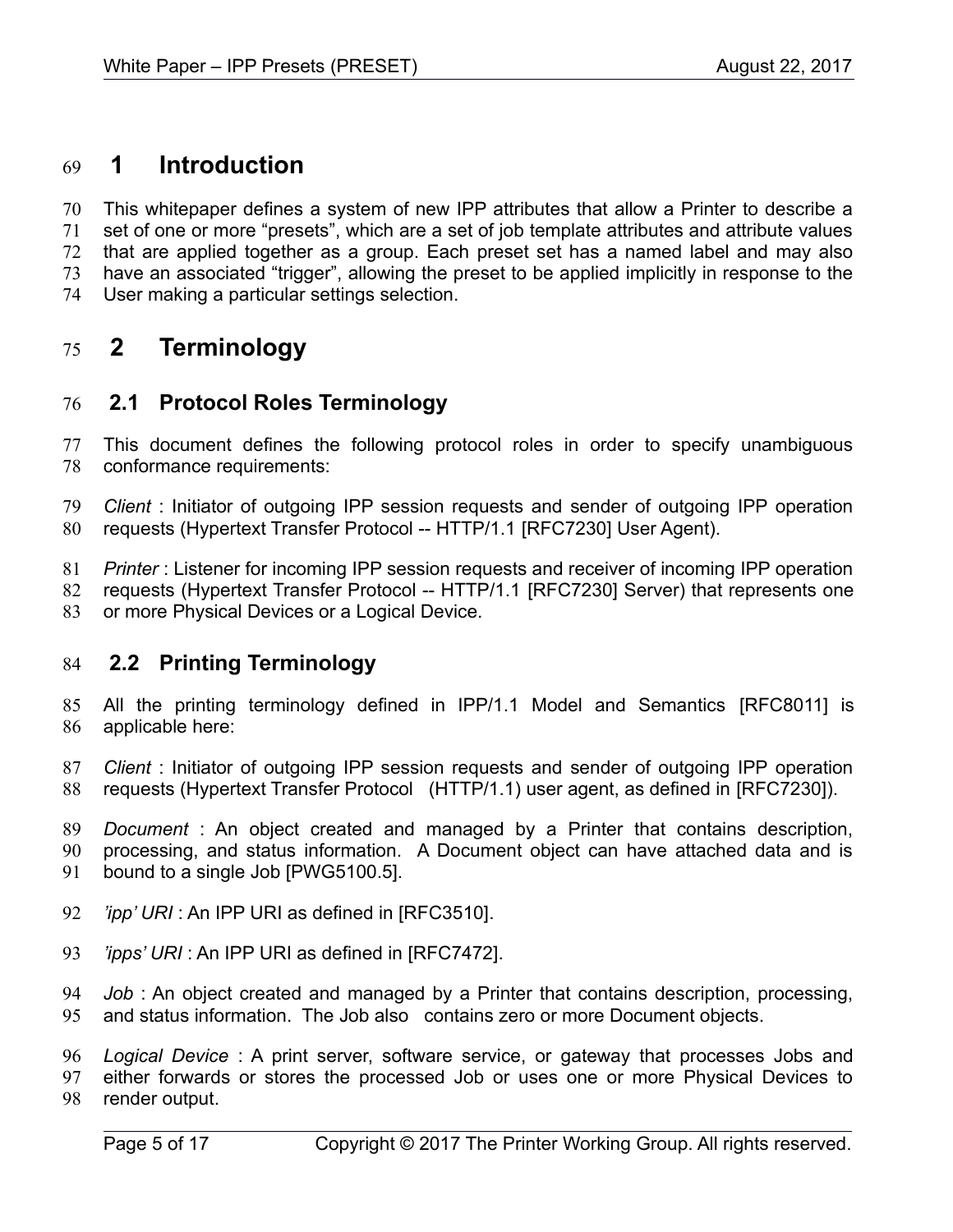# 1 Introduction

This whitepaper defines a system of new IPP attributes that allow a Printer to describe a set of one or more “presets”, which are a set of job template attributes and attribute values that are applied together as a group. Each preset set has a named label and may also have an associated “trigger”, allowing the preset to be applied implicitly in response to the User making a particular settings selection.

# 2 Terminology

## 2.1 Protocol Roles Terminology

This document defines the following protocol roles in order to specify unambiguous conformance requirements:

*Client* : Initiator of outgoing IPP session requests and sender of outgoing IPP operation requests (Hypertext Transfer Protocol -- HTTP/1.1 [RFC7230] User Agent).

*Printer* : Listener for incoming IPP session requests and receiver of incoming IPP operation requests (Hypertext Transfer Protocol -- HTTP/1.1 [RFC7230] Server) that represents one or more Physical Devices or a Logical Device.

## 2.2 Printing Terminology

All the printing terminology defined in IPP/1.1 Model and Semantics [RFC8011] is applicable here:

*Client* : Initiator of outgoing IPP session requests and sender of outgoing IPP operation requests (Hypertext Transfer Protocol (HTTP/1.1) user agent, as defined in [RFC7230]).

*Document* : An object created and managed by a Printer that contains description, processing, and status information. A Document object can have attached data and is bound to a single Job [PWG5100.5].

*'ipp' URI* : An IPP URI as defined in [RFC3510].

*'ipps' URI* : An IPP URI as defined in [RFC7472].

*Job* : An object created and managed by a Printer that contains description, processing, and status information. The Job also contains zero or more Document objects.

*Logical Device* : A print server, software service, or gateway that processes Jobs and either forwards or stores the processed Job or uses one or more Physical Devices to render output.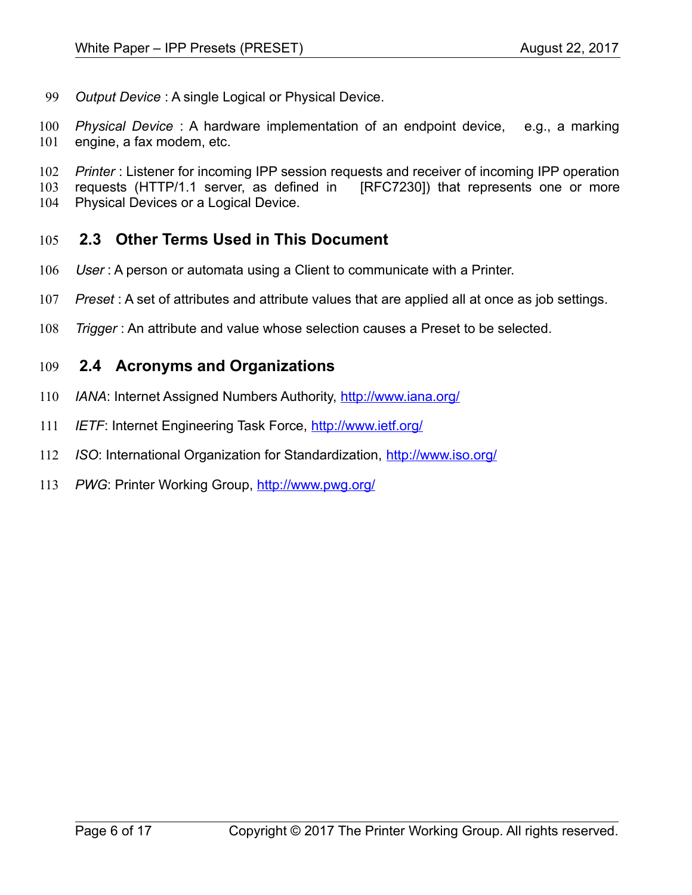*Output Device* : A single Logical or Physical Device.

*Physical Device* : A hardware implementation of an endpoint device, e.g., a marking engine, a fax modem, etc.

*Printer* : Listener for incoming IPP session requests and receiver of incoming IPP operation requests (HTTP/1.1 server, as defined in [RFC7230]) that represents one or more Physical Devices or a Logical Device.

## 2.3 Other Terms Used in This Document

*User* : A person or automata using a Client to communicate with a Printer.

*Preset* : A set of attributes and attribute values that are applied all at once as job settings.

*Trigger* : An attribute and value whose selection causes a Preset to be selected.

## 2.4 Acronyms and Organizations

*IANA*: Internet Assigned Numbers Authority, http://www.iana.org/

*IETF*: Internet Engineering Task Force, http://www.ietf.org/

*ISO*: International Organization for Standardization, http://www.iso.org/

*PWG*: Printer Working Group, http://www.pwg.org/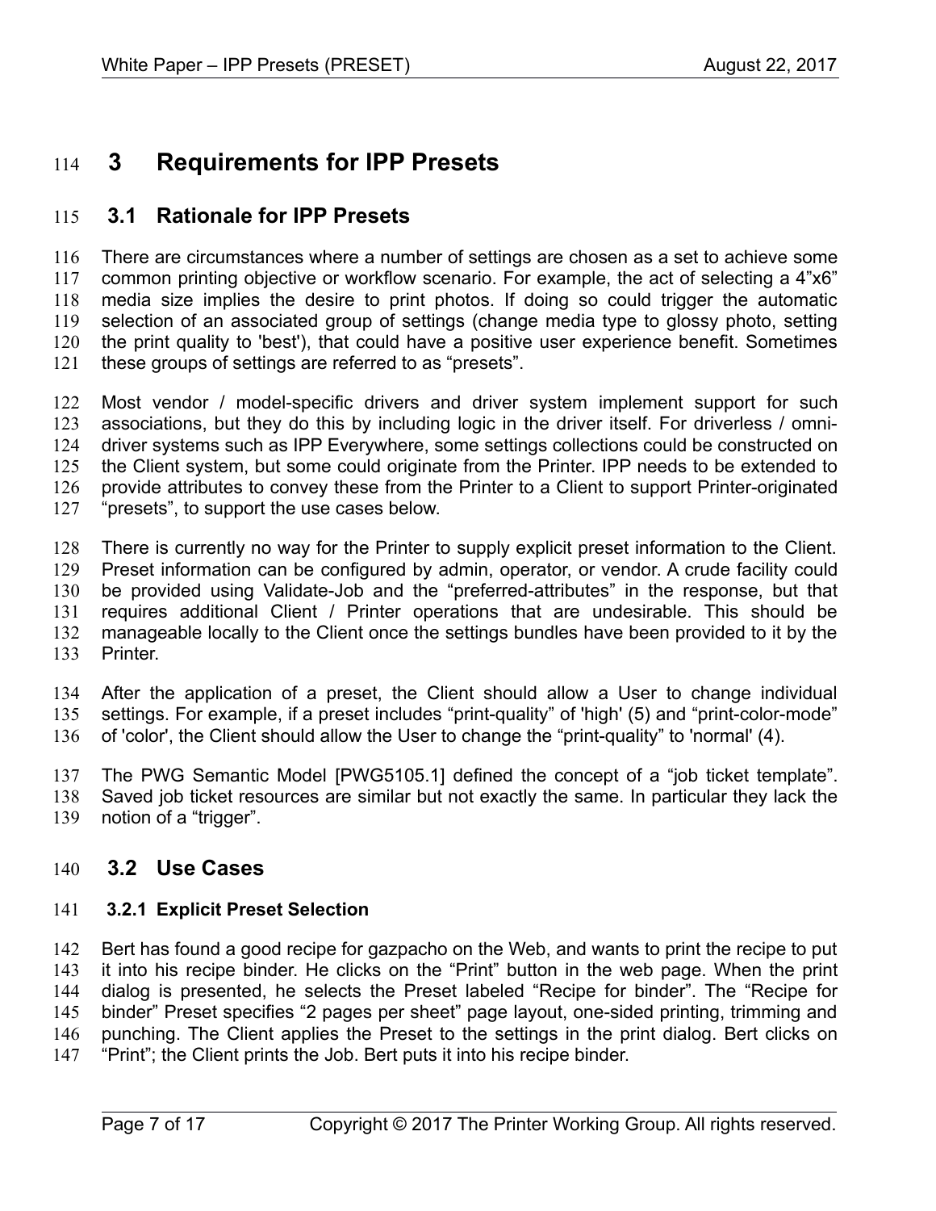# 3 Requirements for IPP Presets

## 3.1 Rationale for IPP Presets

There are circumstances where a number of settings are chosen as a set to achieve some common printing objective or workflow scenario. For example, the act of selecting a 4”x6” media size implies the desire to print photos. If doing so could trigger the automatic selection of an associated group of settings (change media type to glossy photo, setting the print quality to 'best'), that could have a positive user experience benefit. Sometimes these groups of settings are referred to as “presets”.

Most vendor / model-specific drivers and driver system implement support for such associations, but they do this by including logic in the driver itself. For driverless / omni-driver systems such as IPP Everywhere, some settings collections could be constructed on the Client system, but some could originate from the Printer. IPP needs to be extended to provide attributes to convey these from the Printer to a Client to support Printer-originated “presets”, to support the use cases below.

There is currently no way for the Printer to supply explicit preset information to the Client. Preset information can be configured by admin, operator, or vendor. A crude facility could be provided using Validate-Job and the “preferred-attributes” in the response, but that requires additional Client / Printer operations that are undesirable. This should be manageable locally to the Client once the settings bundles have been provided to it by the Printer.

After the application of a preset, the Client should allow a User to change individual settings. For example, if a preset includes “print-quality” of 'high' (5) and “print-color-mode” of 'color', the Client should allow the User to change the “print-quality” to 'normal' (4).

The PWG Semantic Model [PWG5105.1] defined the concept of a “job ticket template”. Saved job ticket resources are similar but not exactly the same. In particular they lack the notion of a “trigger”.

## 3.2 Use Cases

### 3.2.1 Explicit Preset Selection

Bert has found a good recipe for gazpacho on the Web, and wants to print the recipe to put it into his recipe binder. He clicks on the “Print” button in the web page. When the print dialog is presented, he selects the Preset labeled “Recipe for binder”. The “Recipe for binder” Preset specifies “2 pages per sheet” page layout, one-sided printing, trimming and punching. The Client applies the Preset to the settings in the print dialog. Bert clicks on “Print”; the Client prints the Job. Bert puts it into his recipe binder.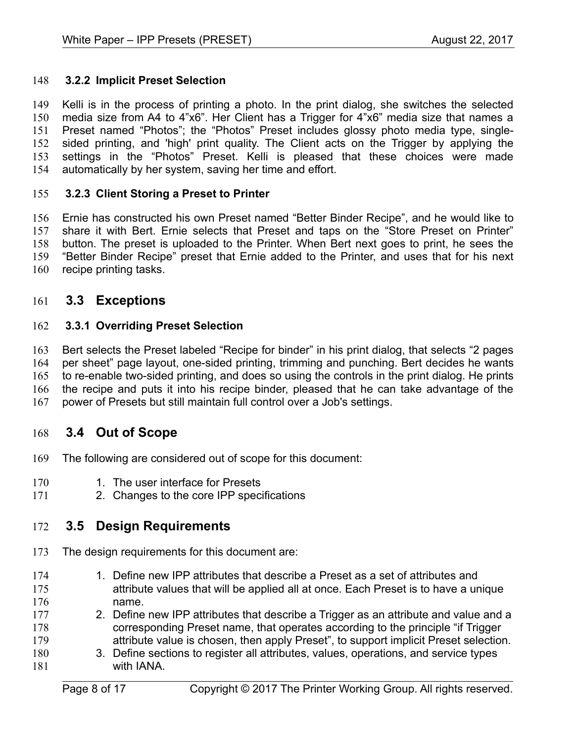### 3.2.2 Implicit Preset Selection

Kelli is in the process of printing a photo. In the print dialog, she switches the selected media size from A4 to 4”x6”. Her Client has a Trigger for 4”x6” media size that names a Preset named “Photos”; the “Photos” Preset includes glossy photo media type, single-sided printing, and 'high' print quality. The Client acts on the Trigger by applying the settings in the “Photos” Preset. Kelli is pleased that these choices were made automatically by her system, saving her time and effort.

### 3.2.3 Client Storing a Preset to Printer

Ernie has constructed his own Preset named “Better Binder Recipe”, and he would like to share it with Bert. Ernie selects that Preset and taps on the “Store Preset on Printer” button. The preset is uploaded to the Printer. When Bert next goes to print, he sees the “Better Binder Recipe” preset that Ernie added to the Printer, and uses that for his next recipe printing tasks.

## 3.3 Exceptions

### 3.3.1 Overriding Preset Selection

Bert selects the Preset labeled “Recipe for binder” in his print dialog, that selects “2 pages per sheet” page layout, one-sided printing, trimming and punching. Bert decides he wants to re-enable two-sided printing, and does so using the controls in the print dialog. He prints the recipe and puts it into his recipe binder, pleased that he can take advantage of the power of Presets but still maintain full control over a Job's settings.

## 3.4 Out of Scope

The following are considered out of scope for this document:

1. The user interface for Presets
2. Changes to the core IPP specifications

## 3.5 Design Requirements

The design requirements for this document are:

1. Define new IPP attributes that describe a Preset as a set of attributes and attribute values that will be applied all at once. Each Preset is to have a unique name.
2. Define new IPP attributes that describe a Trigger as an attribute and value and a corresponding Preset name, that operates according to the principle “if Trigger attribute value is chosen, then apply Preset”, to support implicit Preset selection.
3. Define sections to register all attributes, values, operations, and service types with IANA.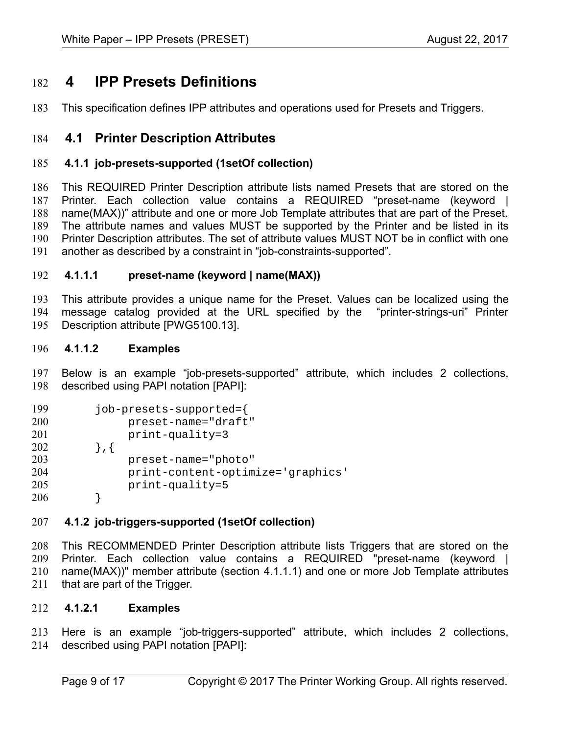# 4 IPP Presets Definitions

This specification defines IPP attributes and operations used for Presets and Triggers.

## 4.1 Printer Description Attributes

### 4.1.1 job-presets-supported (1setOf collection)

This REQUIRED Printer Description attribute lists named Presets that are stored on the Printer. Each collection value contains a REQUIRED “preset-name (keyword | name(MAX))” attribute and one or more Job Template attributes that are part of the Preset. The attribute names and values MUST be supported by the Printer and be listed in its Printer Description attributes. The set of attribute values MUST NOT be in conflict with one another as described by a constraint in “job-constraints-supported”.

#### 4.1.1.1 preset-name (keyword | name(MAX))

This attribute provides a unique name for the Preset. Values can be localized using the message catalog provided at the URL specified by the “printer-strings-uri” Printer Description attribute [PWG5100.13].

#### 4.1.1.2 Examples

Below is an example “job-presets-supported” attribute, which includes 2 collections, described using PAPI notation [PAPI]:

```
job-presets-supported={
     preset-name="draft"
     print-quality=3
},{
     preset-name="photo"
     print-content-optimize='graphics'
     print-quality=5
}
```

### 4.1.2 job-triggers-supported (1setOf collection)

This RECOMMENDED Printer Description attribute lists Triggers that are stored on the Printer. Each collection value contains a REQUIRED "preset-name (keyword | name(MAX))" member attribute (section 4.1.1.1) and one or more Job Template attributes that are part of the Trigger.

#### 4.1.2.1 Examples

Here is an example “job-triggers-supported” attribute, which includes 2 collections, described using PAPI notation [PAPI]: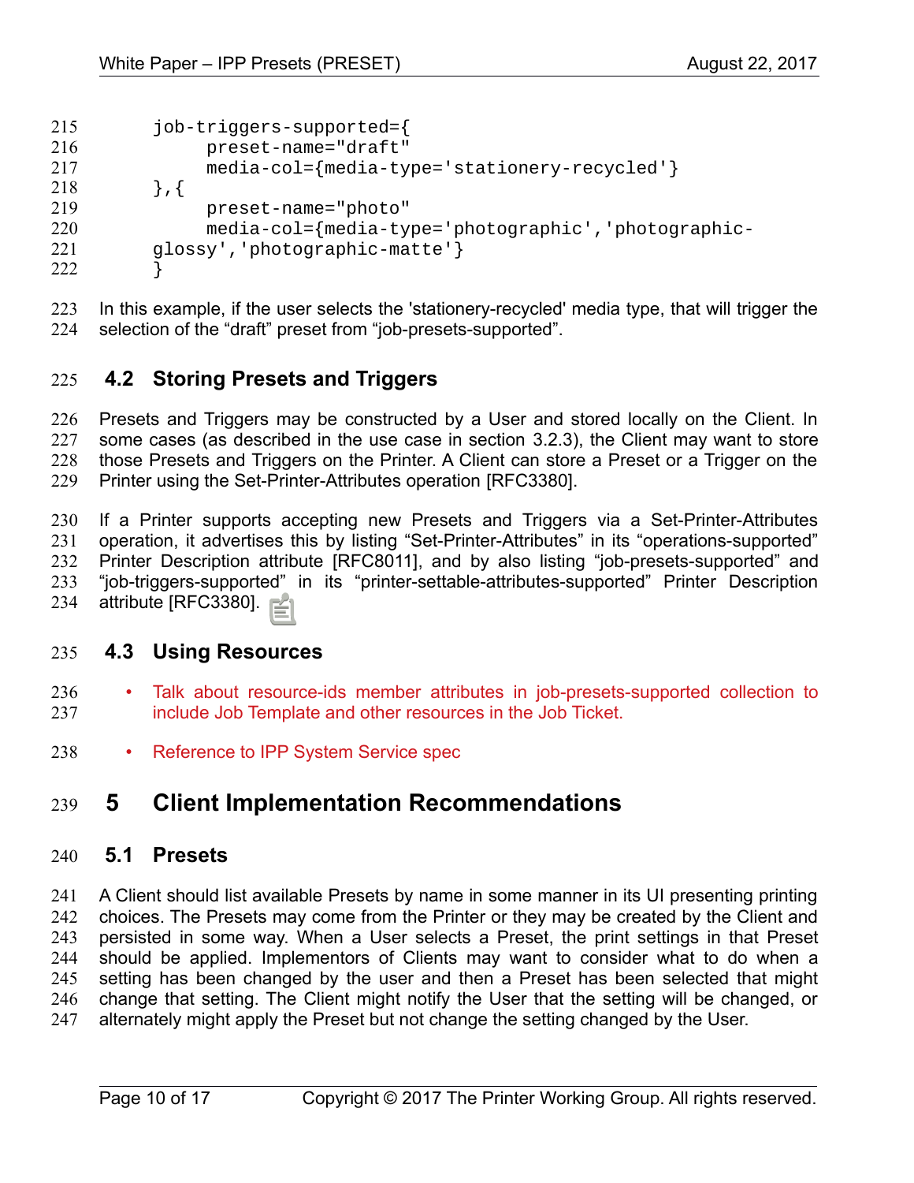```
job-triggers-supported={
     preset-name="draft"
     media-col={media-type='stationery-recycled'}
},{
     preset-name="photo"
     media-col={media-type='photographic','photographic-
glossy','photographic-matte'}
}
```

In this example, if the user selects the 'stationery-recycled' media type, that will trigger the selection of the “draft” preset from “job-presets-supported”.

## 4.2 Storing Presets and Triggers

Presets and Triggers may be constructed by a User and stored locally on the Client. In some cases (as described in the use case in section 3.2.3), the Client may want to store those Presets and Triggers on the Printer. A Client can store a Preset or a Trigger on the Printer using the Set-Printer-Attributes operation [RFC3380].

If a Printer supports accepting new Presets and Triggers via a Set-Printer-Attributes operation, it advertises this by listing “Set-Printer-Attributes” in its “operations-supported” Printer Description attribute [RFC8011], and by also listing “job-presets-supported” and “job-triggers-supported” in its “printer-settable-attributes-supported” Printer Description attribute [RFC3380].

## 4.3 Using Resources

- Talk about resource-ids member attributes in job-presets-supported collection to include Job Template and other resources in the Job Ticket.
- Reference to IPP System Service spec

# 5 Client Implementation Recommendations

## 5.1 Presets

A Client should list available Presets by name in some manner in its UI presenting printing choices. The Presets may come from the Printer or they may be created by the Client and persisted in some way. When a User selects a Preset, the print settings in that Preset should be applied. Implementors of Clients may want to consider what to do when a setting has been changed by the user and then a Preset has been selected that might change that setting. The Client might notify the User that the setting will be changed, or alternately might apply the Preset but not change the setting changed by the User.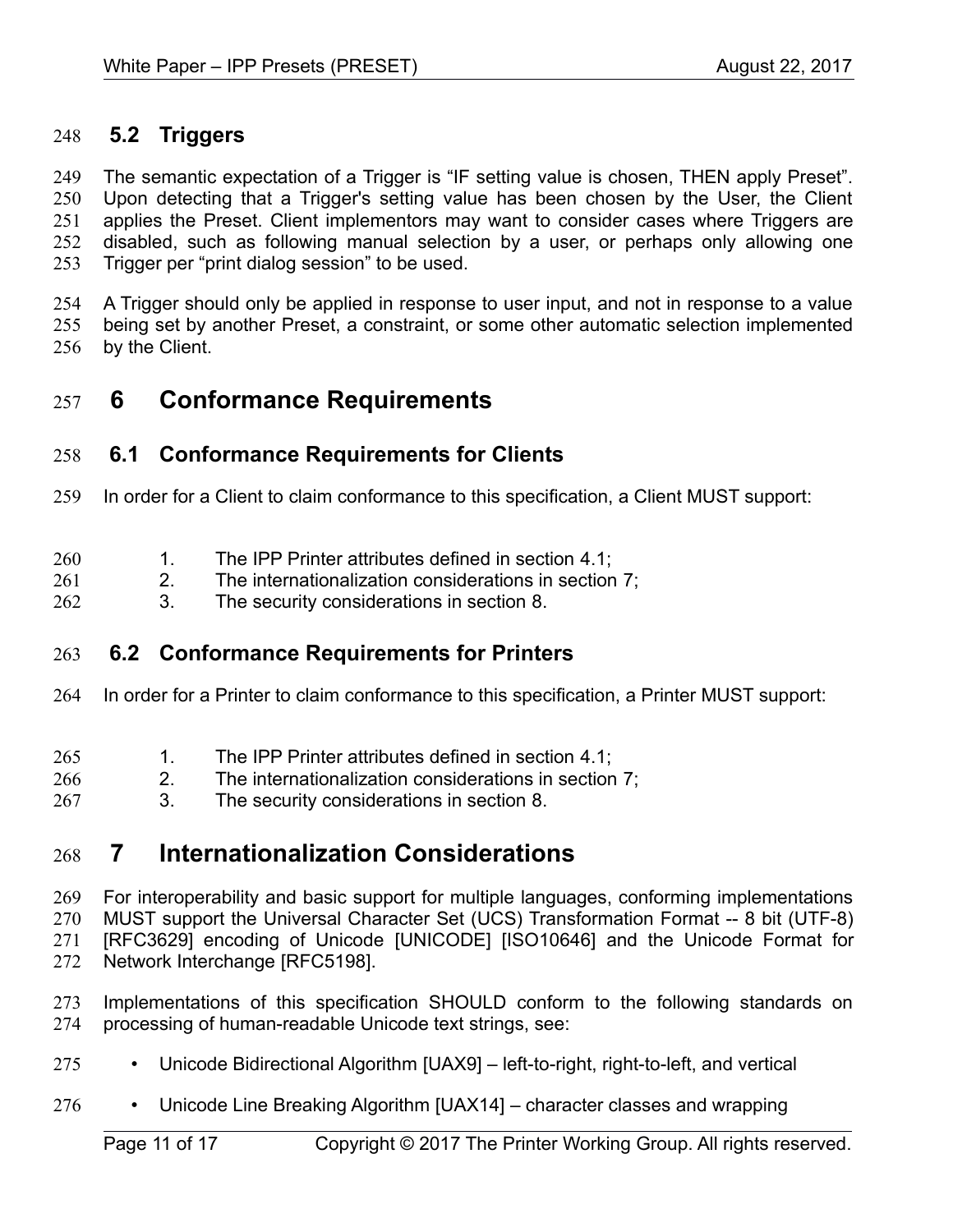## 5.2 Triggers

The semantic expectation of a Trigger is “IF setting value is chosen, THEN apply Preset”. Upon detecting that a Trigger's setting value has been chosen by the User, the Client applies the Preset. Client implementors may want to consider cases where Triggers are disabled, such as following manual selection by a user, or perhaps only allowing one Trigger per “print dialog session” to be used.

A Trigger should only be applied in response to user input, and not in response to a value being set by another Preset, a constraint, or some other automatic selection implemented by the Client.

# 6 Conformance Requirements

## 6.1 Conformance Requirements for Clients

In order for a Client to claim conformance to this specification, a Client MUST support:

1. The IPP Printer attributes defined in section 4.1;
2. The internationalization considerations in section 7;
3. The security considerations in section 8.

## 6.2 Conformance Requirements for Printers

In order for a Printer to claim conformance to this specification, a Printer MUST support:

1. The IPP Printer attributes defined in section 4.1;
2. The internationalization considerations in section 7;
3. The security considerations in section 8.

# 7 Internationalization Considerations

For interoperability and basic support for multiple languages, conforming implementations MUST support the Universal Character Set (UCS) Transformation Format -- 8 bit (UTF-8) [RFC3629] encoding of Unicode [UNICODE] [ISO10646] and the Unicode Format for Network Interchange [RFC5198].

Implementations of this specification SHOULD conform to the following standards on processing of human-readable Unicode text strings, see:

- Unicode Bidirectional Algorithm [UAX9] – left-to-right, right-to-left, and vertical
- Unicode Line Breaking Algorithm [UAX14] – character classes and wrapping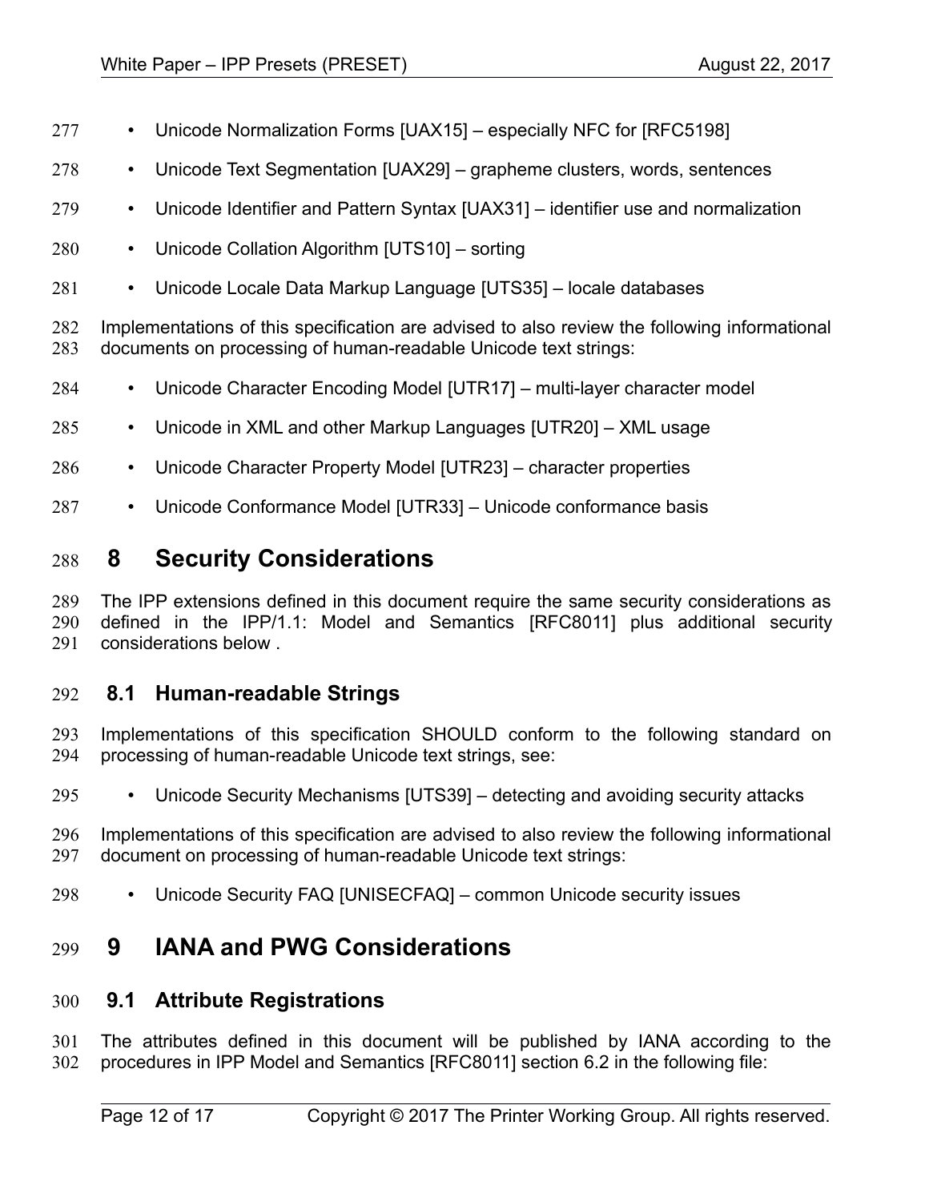- Unicode Normalization Forms [UAX15] – especially NFC for [RFC5198]
- Unicode Text Segmentation [UAX29] – grapheme clusters, words, sentences
- Unicode Identifier and Pattern Syntax [UAX31] – identifier use and normalization
- Unicode Collation Algorithm [UTS10] – sorting
- Unicode Locale Data Markup Language [UTS35] – locale databases

Implementations of this specification are advised to also review the following informational documents on processing of human-readable Unicode text strings:

- Unicode Character Encoding Model [UTR17] – multi-layer character model
- Unicode in XML and other Markup Languages [UTR20] – XML usage
- Unicode Character Property Model [UTR23] – character properties
- Unicode Conformance Model [UTR33] – Unicode conformance basis

# 8 Security Considerations

The IPP extensions defined in this document require the same security considerations as defined in the IPP/1.1: Model and Semantics [RFC8011] plus additional security considerations below .

## 8.1 Human-readable Strings

Implementations of this specification SHOULD conform to the following standard on processing of human-readable Unicode text strings, see:

- Unicode Security Mechanisms [UTS39] – detecting and avoiding security attacks

Implementations of this specification are advised to also review the following informational document on processing of human-readable Unicode text strings:

- Unicode Security FAQ [UNISECFAQ] – common Unicode security issues

# 9 IANA and PWG Considerations

## 9.1 Attribute Registrations

The attributes defined in this document will be published by IANA according to the procedures in IPP Model and Semantics [RFC8011] section 6.2 in the following file: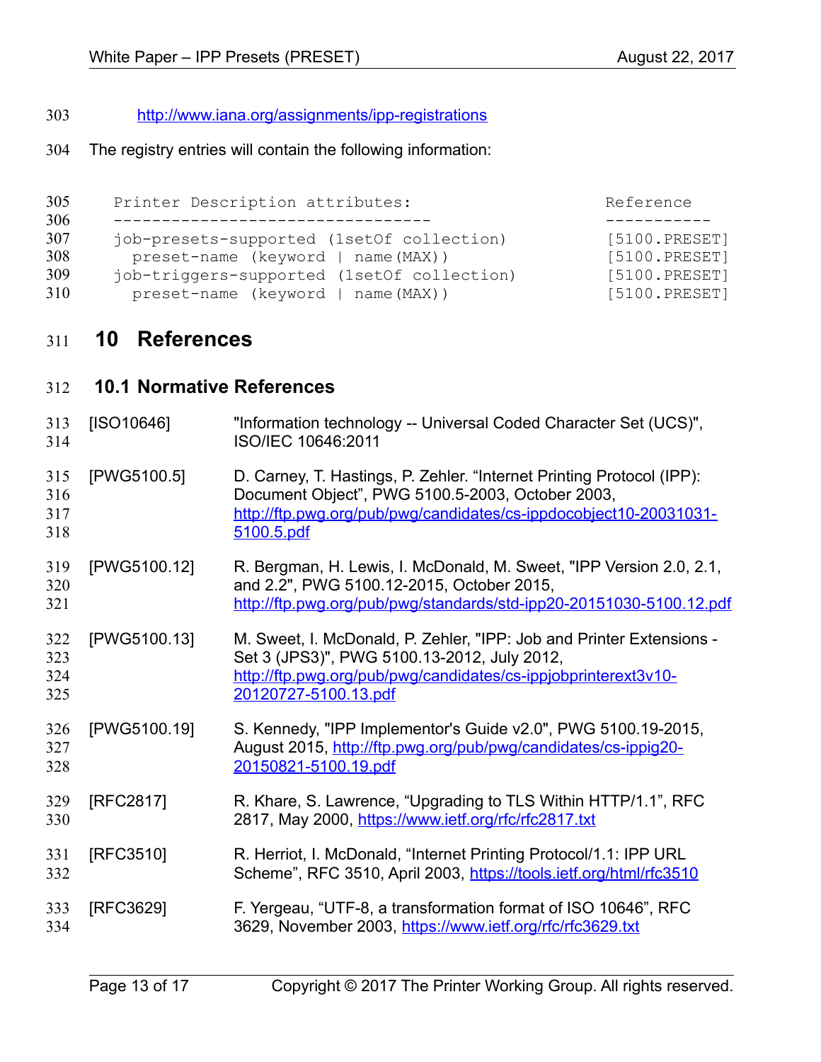http://www.iana.org/assignments/ipp-registrations

The registry entries will contain the following information:

```
Printer Description attributes:                     Reference
--------------------------------                    -----------
job-presets-supported (1setOf collection)           [5100.PRESET]
  preset-name (keyword | name(MAX))                 [5100.PRESET]
job-triggers-supported (1setOf collection)          [5100.PRESET]
  preset-name (keyword | name(MAX))                 [5100.PRESET]
```

# 10 References

## 10.1 Normative References

[ISO10646] "Information technology -- Universal Coded Character Set (UCS)", ISO/IEC 10646:2011

[PWG5100.5] D. Carney, T. Hastings, P. Zehler. "Internet Printing Protocol (IPP): Document Object", PWG 5100.5-2003, October 2003, http://ftp.pwg.org/pub/pwg/candidates/cs-ippdocobject10-20031031-5100.5.pdf

[PWG5100.12] R. Bergman, H. Lewis, I. McDonald, M. Sweet, "IPP Version 2.0, 2.1, and 2.2", PWG 5100.12-2015, October 2015, http://ftp.pwg.org/pub/pwg/standards/std-ipp20-20151030-5100.12.pdf

[PWG5100.13] M. Sweet, I. McDonald, P. Zehler, "IPP: Job and Printer Extensions - Set 3 (JPS3)", PWG 5100.13-2012, July 2012, http://ftp.pwg.org/pub/pwg/candidates/cs-ippjobprinterext3v10-20120727-5100.13.pdf

[PWG5100.19] S. Kennedy, "IPP Implementor's Guide v2.0", PWG 5100.19-2015, August 2015, http://ftp.pwg.org/pub/pwg/candidates/cs-ippig20-20150821-5100.19.pdf

[RFC2817] R. Khare, S. Lawrence, "Upgrading to TLS Within HTTP/1.1", RFC 2817, May 2000, https://www.ietf.org/rfc/rfc2817.txt

[RFC3510] R. Herriot, I. McDonald, "Internet Printing Protocol/1.1: IPP URL Scheme", RFC 3510, April 2003, https://tools.ietf.org/html/rfc3510

[RFC3629] F. Yergeau, "UTF-8, a transformation format of ISO 10646", RFC 3629, November 2003, https://www.ietf.org/rfc/rfc3629.txt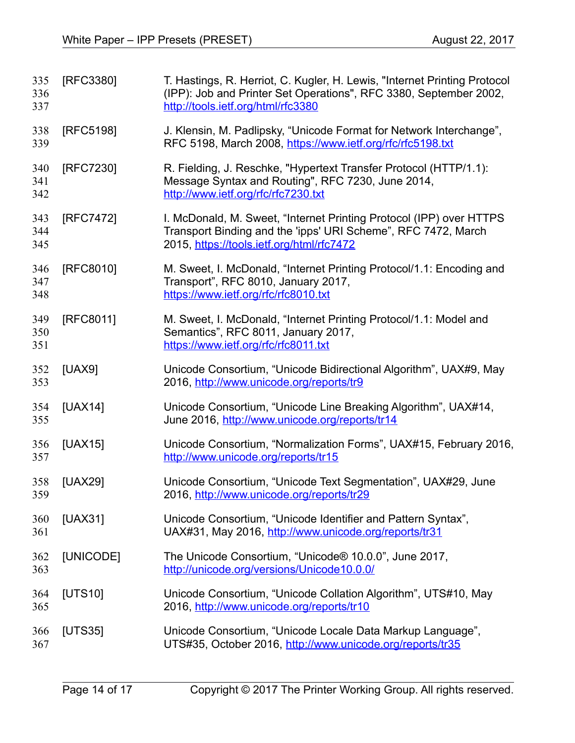[RFC3380] T. Hastings, R. Herriot, C. Kugler, H. Lewis, "Internet Printing Protocol (IPP): Job and Printer Set Operations", RFC 3380, September 2002, http://tools.ietf.org/html/rfc3380

[RFC5198] J. Klensin, M. Padlipsky, "Unicode Format for Network Interchange", RFC 5198, March 2008, https://www.ietf.org/rfc/rfc5198.txt

[RFC7230] R. Fielding, J. Reschke, "Hypertext Transfer Protocol (HTTP/1.1): Message Syntax and Routing", RFC 7230, June 2014, http://www.ietf.org/rfc/rfc7230.txt

[RFC7472] I. McDonald, M. Sweet, "Internet Printing Protocol (IPP) over HTTPS Transport Binding and the 'ipps' URI Scheme", RFC 7472, March 2015, https://tools.ietf.org/html/rfc7472

[RFC8010] M. Sweet, I. McDonald, "Internet Printing Protocol/1.1: Encoding and Transport", RFC 8010, January 2017, https://www.ietf.org/rfc/rfc8010.txt

[RFC8011] M. Sweet, I. McDonald, "Internet Printing Protocol/1.1: Model and Semantics", RFC 8011, January 2017, https://www.ietf.org/rfc/rfc8011.txt

[UAX9] Unicode Consortium, "Unicode Bidirectional Algorithm", UAX#9, May 2016, http://www.unicode.org/reports/tr9

[UAX14] Unicode Consortium, "Unicode Line Breaking Algorithm", UAX#14, June 2016, http://www.unicode.org/reports/tr14

[UAX15] Unicode Consortium, "Normalization Forms", UAX#15, February 2016, http://www.unicode.org/reports/tr15

[UAX29] Unicode Consortium, "Unicode Text Segmentation", UAX#29, June 2016, http://www.unicode.org/reports/tr29

[UAX31] Unicode Consortium, "Unicode Identifier and Pattern Syntax", UAX#31, May 2016, http://www.unicode.org/reports/tr31

[UNICODE] The Unicode Consortium, "Unicode® 10.0.0", June 2017, http://unicode.org/versions/Unicode10.0.0/

[UTS10] Unicode Consortium, "Unicode Collation Algorithm", UTS#10, May 2016, http://www.unicode.org/reports/tr10

[UTS35] Unicode Consortium, "Unicode Locale Data Markup Language", UTS#35, October 2016, http://www.unicode.org/reports/tr35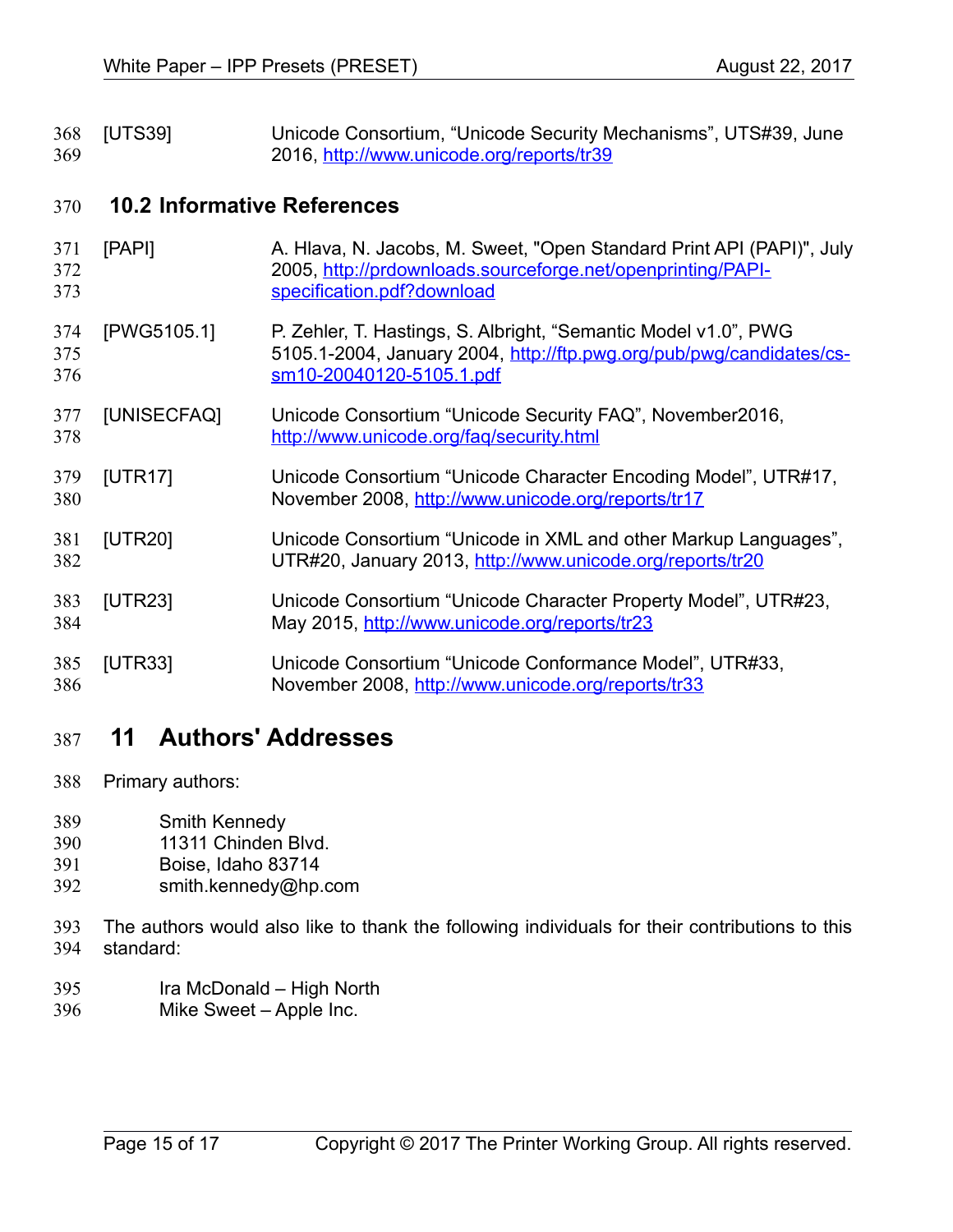[UTS39] Unicode Consortium, "Unicode Security Mechanisms", UTS#39, June 2016, http://www.unicode.org/reports/tr39

## 10.2 Informative References

[PAPI] A. Hlava, N. Jacobs, M. Sweet, "Open Standard Print API (PAPI)", July 2005, http://prdownloads.sourceforge.net/openprinting/PAPI-specification.pdf?download

[PWG5105.1] P. Zehler, T. Hastings, S. Albright, "Semantic Model v1.0", PWG 5105.1-2004, January 2004, http://ftp.pwg.org/pub/pwg/candidates/cs-sm10-20040120-5105.1.pdf

[UNISECFAQ] Unicode Consortium "Unicode Security FAQ", November2016, http://www.unicode.org/faq/security.html

[UTR17] Unicode Consortium "Unicode Character Encoding Model", UTR#17, November 2008, http://www.unicode.org/reports/tr17

[UTR20] Unicode Consortium "Unicode in XML and other Markup Languages", UTR#20, January 2013, http://www.unicode.org/reports/tr20

[UTR23] Unicode Consortium "Unicode Character Property Model", UTR#23, May 2015, http://www.unicode.org/reports/tr23

[UTR33] Unicode Consortium "Unicode Conformance Model", UTR#33, November 2008, http://www.unicode.org/reports/tr33

# 11 Authors' Addresses

Primary authors:

Smith Kennedy
11311 Chinden Blvd.
Boise, Idaho 83714
smith.kennedy@hp.com

The authors would also like to thank the following individuals for their contributions to this standard:

Ira McDonald – High North
Mike Sweet – Apple Inc.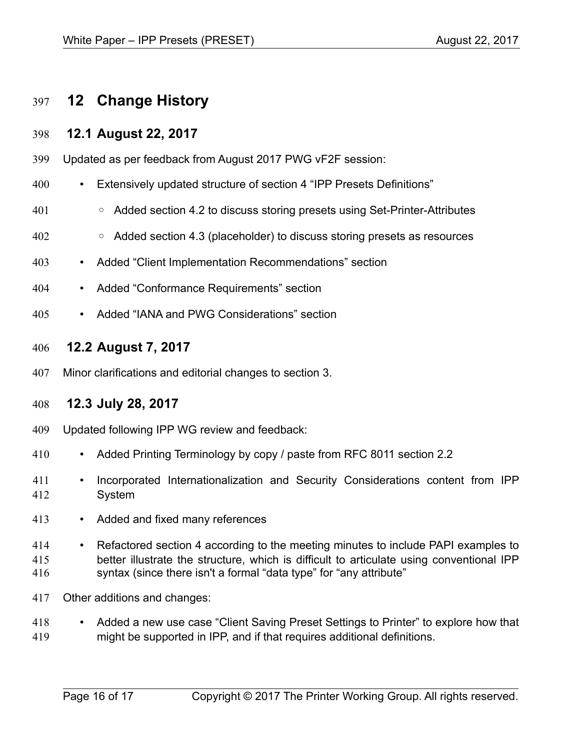# 12 Change History

## 12.1 August 22, 2017

Updated as per feedback from August 2017 PWG vF2F session:

- Extensively updated structure of section 4 “IPP Presets Definitions”
    - Added section 4.2 to discuss storing presets using Set-Printer-Attributes
    - Added section 4.3 (placeholder) to discuss storing presets as resources
- Added “Client Implementation Recommendations” section
- Added “Conformance Requirements” section
- Added “IANA and PWG Considerations” section

## 12.2 August 7, 2017

Minor clarifications and editorial changes to section 3.

## 12.3 July 28, 2017

Updated following IPP WG review and feedback:

- Added Printing Terminology by copy / paste from RFC 8011 section 2.2
- Incorporated Internationalization and Security Considerations content from IPP System
- Added and fixed many references
- Refactored section 4 according to the meeting minutes to include PAPI examples to better illustrate the structure, which is difficult to articulate using conventional IPP syntax (since there isn't a formal “data type” for “any attribute”

Other additions and changes:

- Added a new use case “Client Saving Preset Settings to Printer” to explore how that might be supported in IPP, and if that requires additional definitions.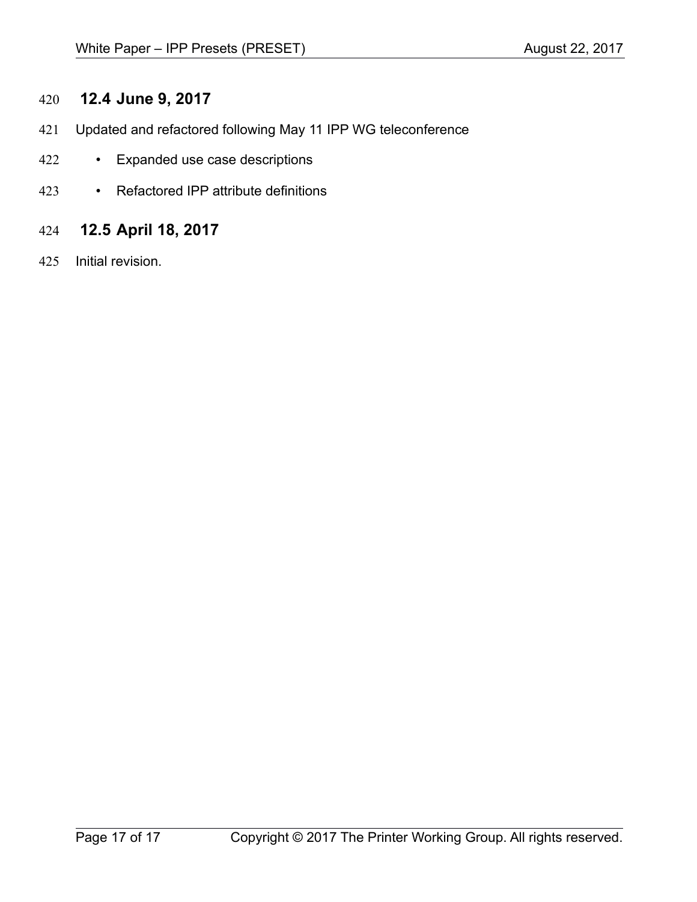## 12.4 June 9, 2017

Updated and refactored following May 11 IPP WG teleconference

- Expanded use case descriptions
- Refactored IPP attribute definitions

## 12.5 April 18, 2017

Initial revision.